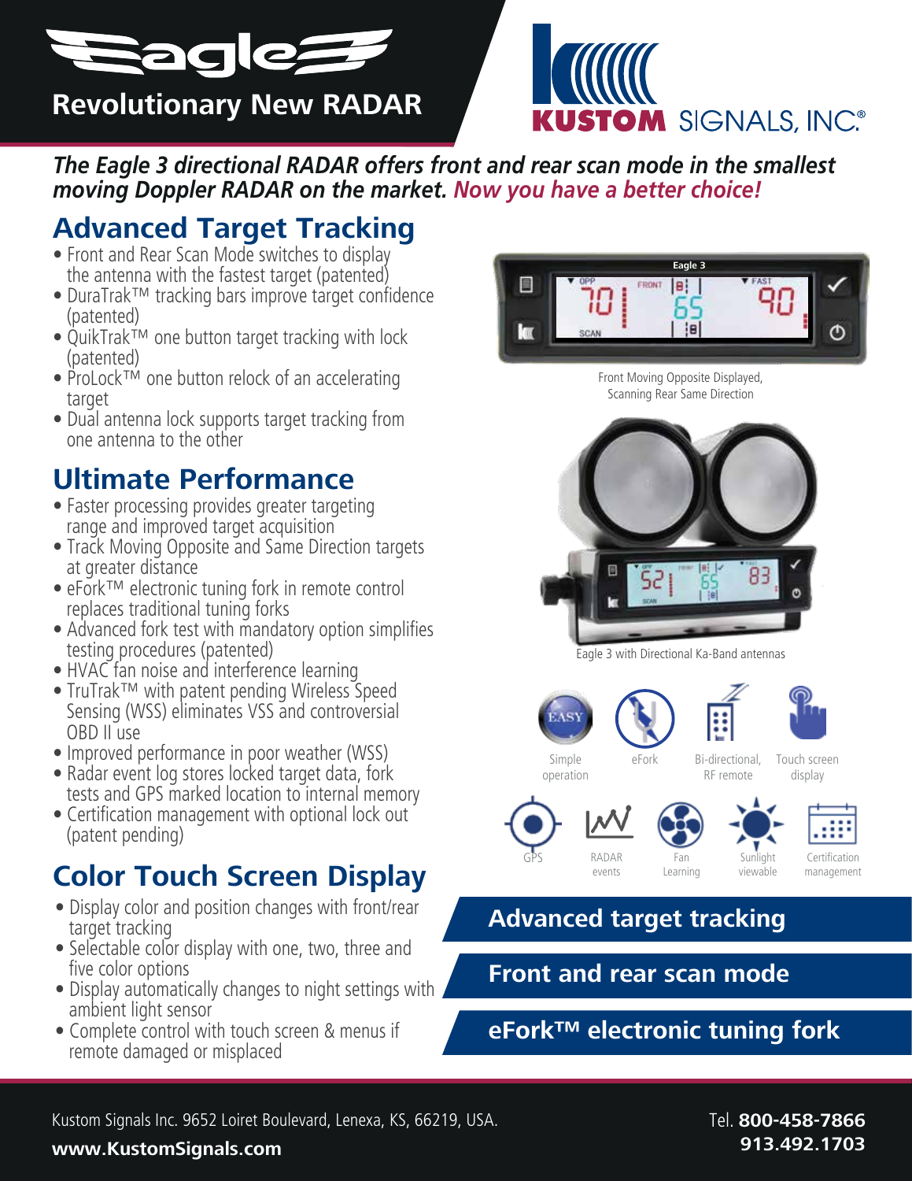# Eagle 3

## Revolutionary New RADAR

**KUSTOM SIGNALS, INC.®**

***The Eagle 3 directional RADAR offers front and rear scan mode in the smallest moving Doppler RADAR on the market. Now you have a better choice!***

## Advanced Target Tracking

- Front and Rear Scan Mode switches to display the antenna with the fastest target (patented)
- DuraTrak™ tracking bars improve target confidence (patented)
- QuikTrak™ one button target tracking with lock (patented)
- ProLock™ one button relock of an accelerating target
- Dual antenna lock supports target tracking from one antenna to the other

## Ultimate Performance

- Faster processing provides greater targeting range and improved target acquisition
- Track Moving Opposite and Same Direction targets at greater distance
- eFork™ electronic tuning fork in remote control replaces traditional tuning forks
- Advanced fork test with mandatory option simplifies testing procedures (patented)
- HVAC fan noise and interference learning
- TruTrak™ with patent pending Wireless Speed Sensing (WSS) eliminates VSS and controversial OBD II use
- Improved performance in poor weather (WSS)
- Radar event log stores locked target data, fork tests and GPS marked location to internal memory
- Certification management with optional lock out (patent pending)

## Color Touch Screen Display

- Display color and position changes with front/rear target tracking
- Selectable color display with one, two, three and five color options
- Display automatically changes to night settings with ambient light sensor
- Complete control with touch screen & menus if remote damaged or misplaced

Front Moving Opposite Displayed, Scanning Rear Same Direction

Eagle 3 with Directional Ka-Band antennas

Simple operation | eFork | Bi-directional, RF remote | Touch screen display

GPS | RADAR events | Fan Learning | Sunlight viewable | Certification management

**Advanced target tracking**

**Front and rear scan mode**

**eFork™ electronic tuning fork**

Kustom Signals Inc. 9652 Loiret Boulevard, Lenexa, KS, 66219, USA.

**www.KustomSignals.com**

Tel. **800-458-7866**
**913.492.1703**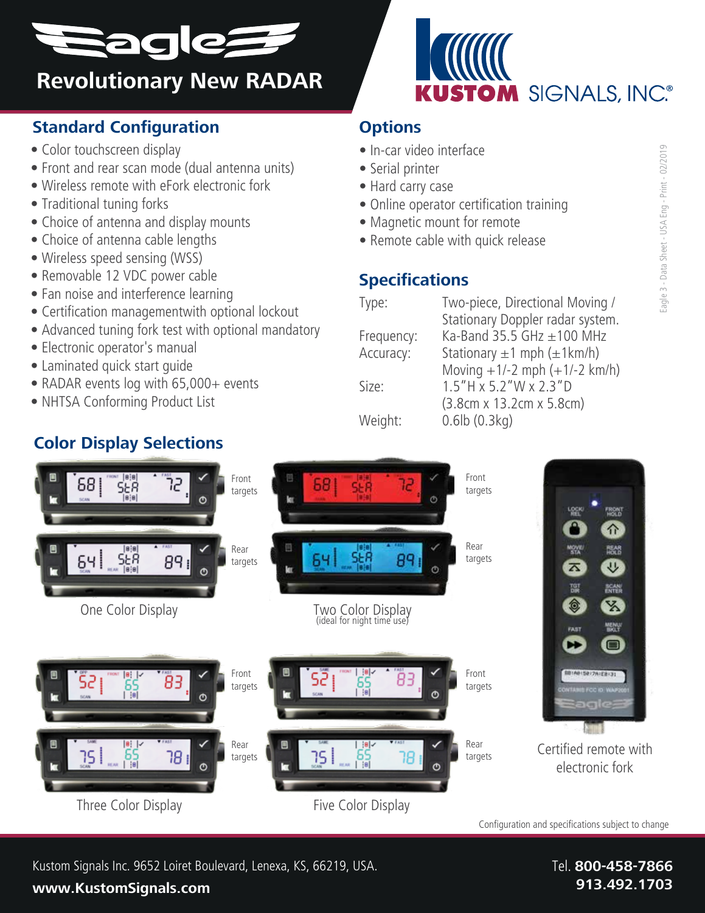# Eagle 3

## Revolutionary New RADAR

KUSTOM SIGNALS, INC.®

## Standard Configuration

- Color touchscreen display
- Front and rear scan mode (dual antenna units)
- Wireless remote with eFork electronic fork
- Traditional tuning forks
- Choice of antenna and display mounts
- Choice of antenna cable lengths
- Wireless speed sensing (WSS)
- Removable 12 VDC power cable
- Fan noise and interference learning
- Certification managementwith optional lockout
- Advanced tuning fork test with optional mandatory
- Electronic operator's manual
- Laminated quick start guide
- RADAR events log with 65,000+ events
- NHTSA Conforming Product List

## Options

- In-car video interface
- Serial printer
- Hard carry case
- Online operator certification training
- Magnetic mount for remote
- Remote cable with quick release

## Specifications

| | |
|---|---|
| Type: | Two-piece, Directional Moving / Stationary Doppler radar system. |
| Frequency: | Ka-Band 35.5 GHz ±100 MHz |
| Accuracy: | Stationary ±1 mph (±1km/h)<br>Moving +1/-2 mph (+1/-2 km/h) |
| Size: | 1.5"H x 5.2"W x 2.3"D<br>(3.8cm x 13.2cm x 5.8cm) |
| Weight: | 0.6lb (0.3kg) |

Eagle 3 - Data Sheet - USA Eng - Print - 02/2019

## Color Display Selections

Front targets

Rear targets

One Color Display

Front targets

Rear targets

Two Color Display
(ideal for night time use)

Front targets

Rear targets

Three Color Display

Front targets

Rear targets

Five Color Display

Certified remote with electronic fork

Configuration and specifications subject to change

Kustom Signals Inc. 9652 Loiret Boulevard, Lenexa, KS, 66219, USA.

**www.KustomSignals.com**

Tel. **800-458-7866**
**913.492.1703**